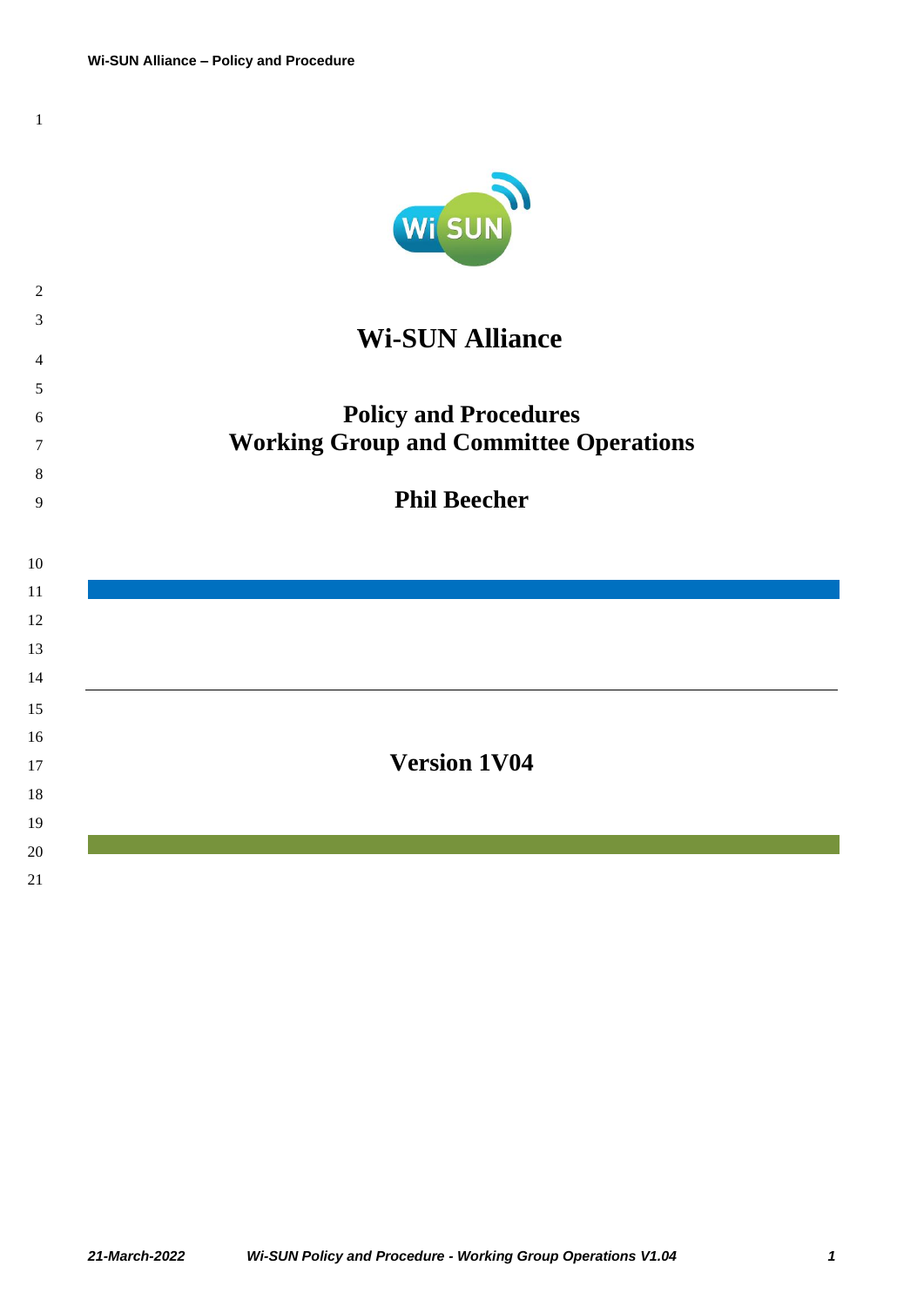# Wi-SUN Alliance

## Policy and Procedures
## Working Group and Committee Operations

**Phil Beecher**

---

**Version 1V04**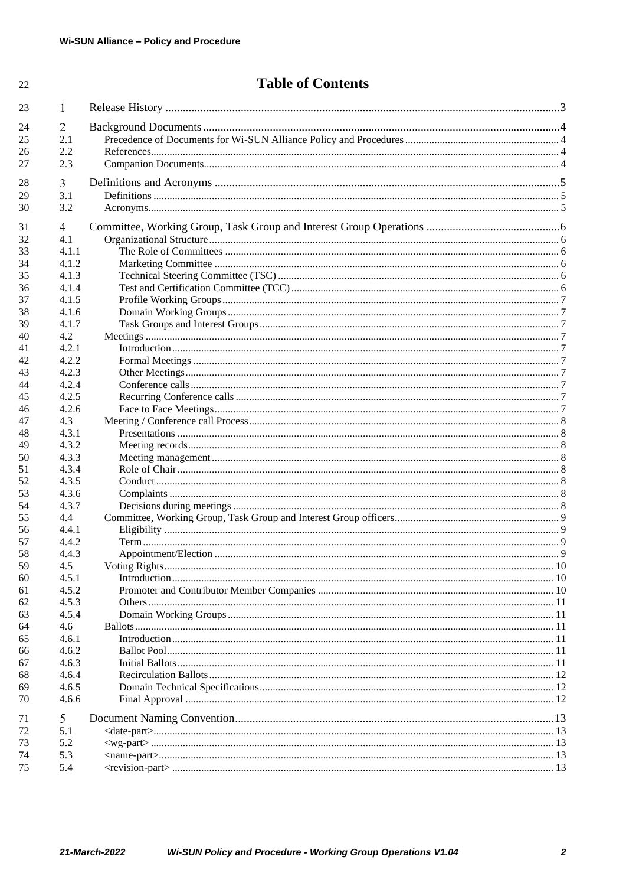# Table of Contents

1 Release History ..... 3

2 Background Documents ..... 4
- 2.1 Precedence of Documents for Wi-SUN Alliance Policy and Procedures ..... 4
- 2.2 References ..... 4
- 2.3 Companion Documents ..... 4

3 Definitions and Acronyms ..... 5
- 3.1 Definitions ..... 5
- 3.2 Acronyms ..... 5

4 Committee, Working Group, Task Group and Interest Group Operations ..... 6
- 4.1 Organizational Structure ..... 6
  - 4.1.1 The Role of Committees ..... 6
  - 4.1.2 Marketing Committee ..... 6
  - 4.1.3 Technical Steering Committee (TSC) ..... 6
  - 4.1.4 Test and Certification Committee (TCC) ..... 6
  - 4.1.5 Profile Working Groups ..... 7
  - 4.1.6 Domain Working Groups ..... 7
  - 4.1.7 Task Groups and Interest Groups ..... 7
- 4.2 Meetings ..... 7
  - 4.2.1 Introduction ..... 7
  - 4.2.2 Formal Meetings ..... 7
  - 4.2.3 Other Meetings ..... 7
  - 4.2.4 Conference calls ..... 7
  - 4.2.5 Recurring Conference calls ..... 7
  - 4.2.6 Face to Face Meetings ..... 7
- 4.3 Meeting / Conference call Process ..... 8
  - 4.3.1 Presentations ..... 8
  - 4.3.2 Meeting records ..... 8
  - 4.3.3 Meeting management ..... 8
  - 4.3.4 Role of Chair ..... 8
  - 4.3.5 Conduct ..... 8
  - 4.3.6 Complaints ..... 8
  - 4.3.7 Decisions during meetings ..... 8
- 4.4 Committee, Working Group, Task Group and Interest Group officers ..... 9
  - 4.4.1 Eligibility ..... 9
  - 4.4.2 Term ..... 9
  - 4.4.3 Appointment/Election ..... 9
- 4.5 Voting Rights ..... 10
  - 4.5.1 Introduction ..... 10
  - 4.5.2 Promoter and Contributor Member Companies ..... 10
  - 4.5.3 Others ..... 11
  - 4.5.4 Domain Working Groups ..... 11
- 4.6 Ballots ..... 11
  - 4.6.1 Introduction ..... 11
  - 4.6.2 Ballot Pool ..... 11
  - 4.6.3 Initial Ballots ..... 11
  - 4.6.4 Recirculation Ballots ..... 12
  - 4.6.5 Domain Technical Specifications ..... 12
  - 4.6.6 Final Approval ..... 12

5 Document Naming Convention ..... 13
- 5.1 <date-part> ..... 13
- 5.2 <wg-part> ..... 13
- 5.3 <name-part> ..... 13
- 5.4 <revision-part> ..... 13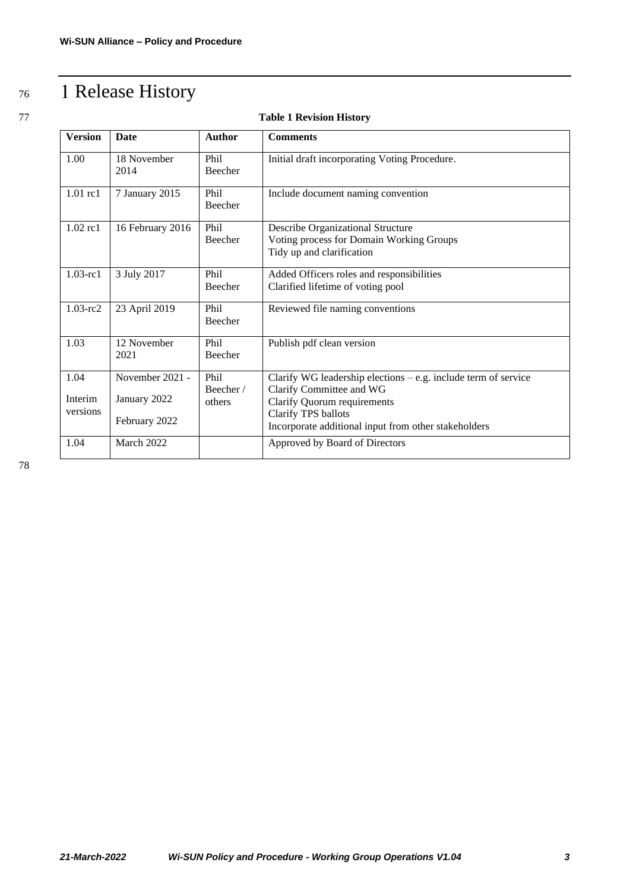# 1 Release History

**Table 1 Revision History**

| Version | Date | Author | Comments |
|---|---|---|---|
| 1.00 | 18 November 2014 | Phil Beecher | Initial draft incorporating Voting Procedure. |
| 1.01 rc1 | 7 January 2015 | Phil Beecher | Include document naming convention |
| 1.02 rc1 | 16 February 2016 | Phil Beecher | Describe Organizational Structure<br>Voting process for Domain Working Groups<br>Tidy up and clarification |
| 1.03-rc1 | 3 July 2017 | Phil Beecher | Added Officers roles and responsibilities<br>Clarified lifetime of voting pool |
| 1.03-rc2 | 23 April 2019 | Phil Beecher | Reviewed file naming conventions |
| 1.03 | 12 November 2021 | Phil Beecher | Publish pdf clean version |
| 1.04 Interim versions | November 2021 - January 2022 February 2022 | Phil Beecher / others | Clarify WG leadership elections – e.g. include term of service<br>Clarify Committee and WG<br>Clarify Quorum requirements<br>Clarify TPS ballots<br>Incorporate additional input from other stakeholders |
| 1.04 | March 2022 | | Approved by Board of Directors |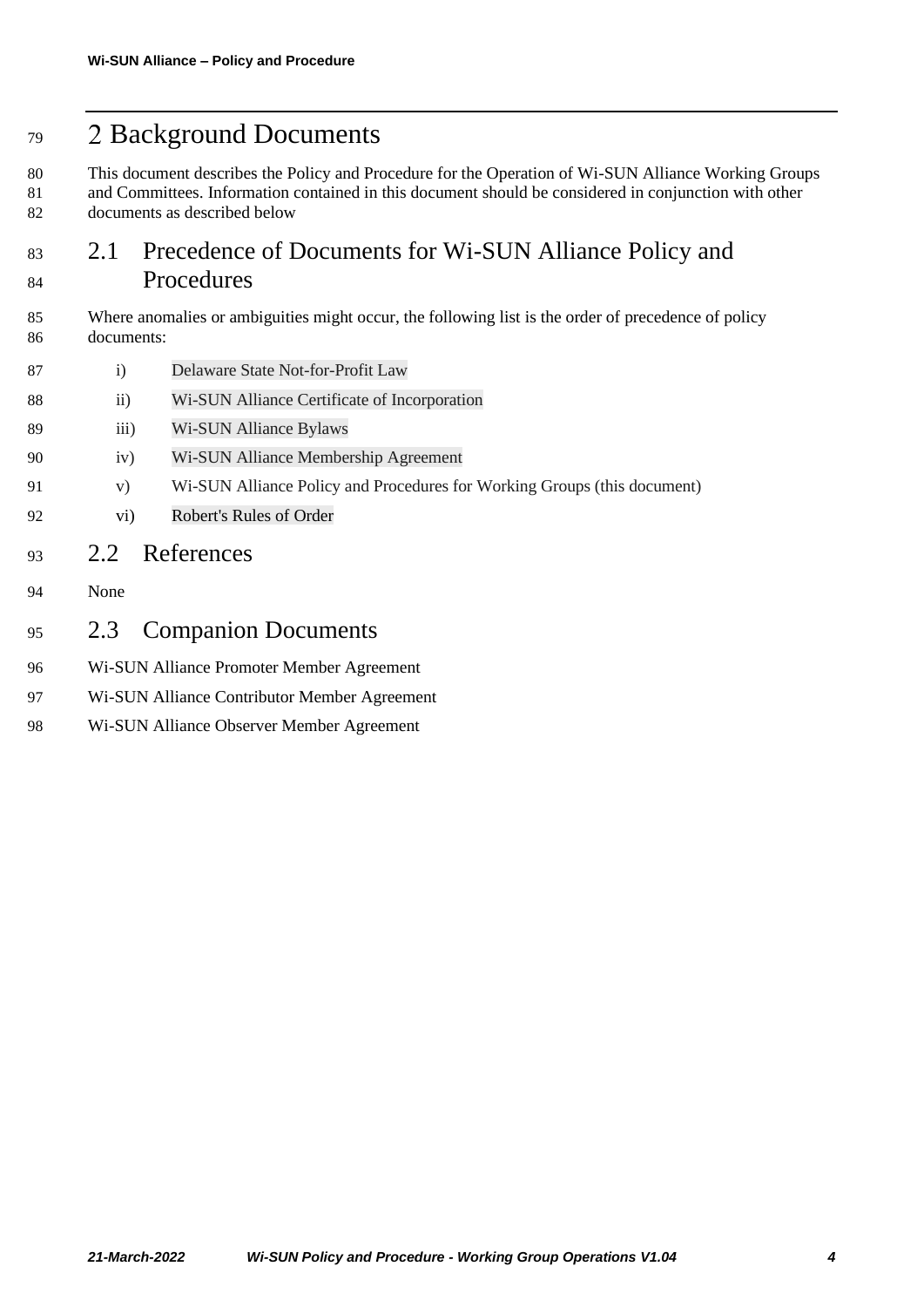# 2 Background Documents

This document describes the Policy and Procedure for the Operation of Wi-SUN Alliance Working Groups and Committees. Information contained in this document should be considered in conjunction with other documents as described below

## 2.1 Precedence of Documents for Wi-SUN Alliance Policy and Procedures

Where anomalies or ambiguities might occur, the following list is the order of precedence of policy documents:

i) Delaware State Not-for-Profit Law

ii) Wi-SUN Alliance Certificate of Incorporation

iii) Wi-SUN Alliance Bylaws

iv) Wi-SUN Alliance Membership Agreement

v) Wi-SUN Alliance Policy and Procedures for Working Groups (this document)

vi) Robert's Rules of Order

## 2.2 References

None

## 2.3 Companion Documents

Wi-SUN Alliance Promoter Member Agreement

Wi-SUN Alliance Contributor Member Agreement

Wi-SUN Alliance Observer Member Agreement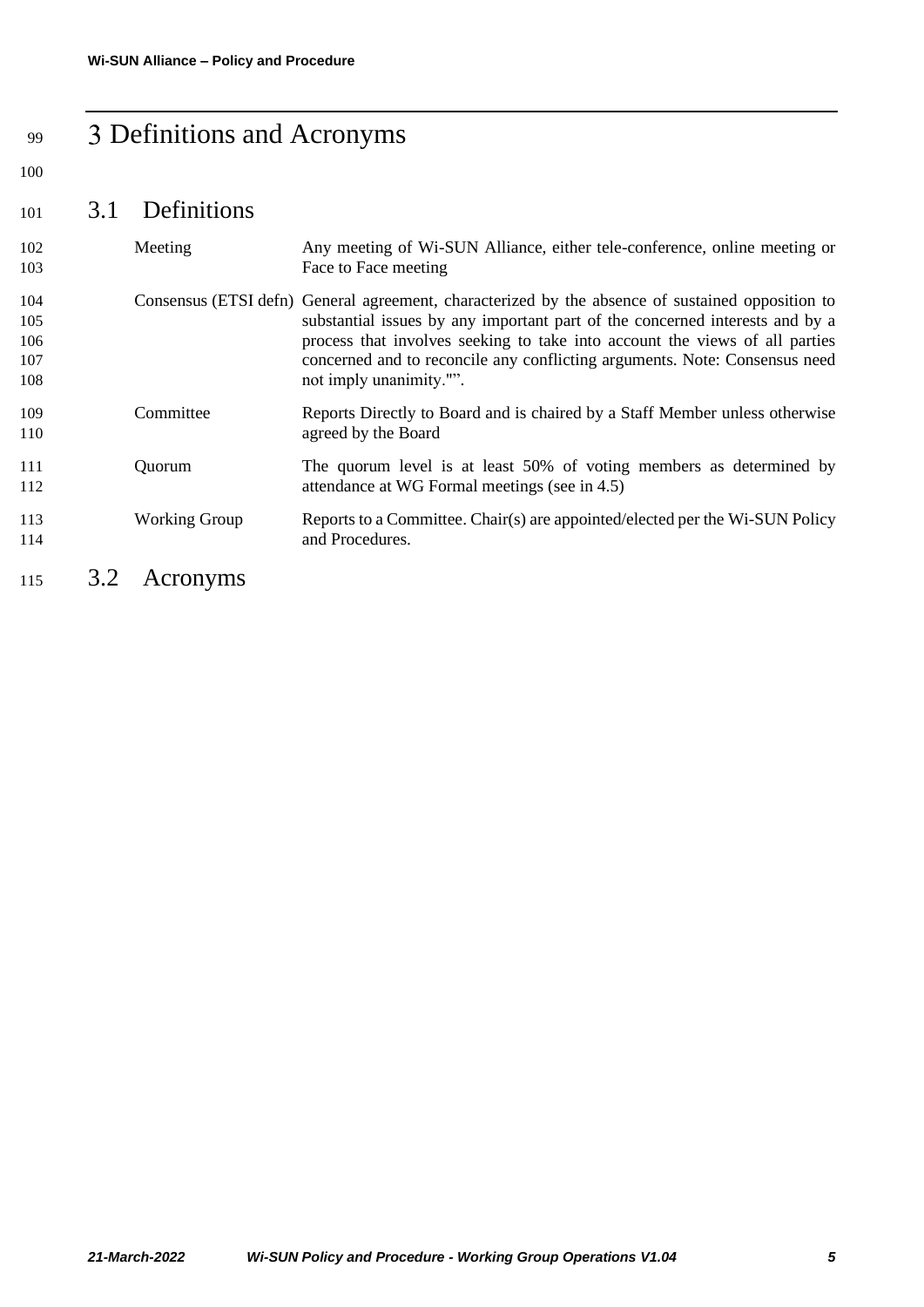# 3 Definitions and Acronyms

## 3.1 Definitions

| | |
|---|---|
| Meeting | Any meeting of Wi-SUN Alliance, either tele-conference, online meeting or Face to Face meeting |
| Consensus (ETSI defn) | General agreement, characterized by the absence of sustained opposition to substantial issues by any important part of the concerned interests and by a process that involves seeking to take into account the views of all parties concerned and to reconcile any conflicting arguments. Note: Consensus need not imply unanimity."”. |
| Committee | Reports Directly to Board and is chaired by a Staff Member unless otherwise agreed by the Board |
| Quorum | The quorum level is at least 50% of voting members as determined by attendance at WG Formal meetings (see in 4.5) |
| Working Group | Reports to a Committee. Chair(s) are appointed/elected per the Wi-SUN Policy and Procedures. |

## 3.2 Acronyms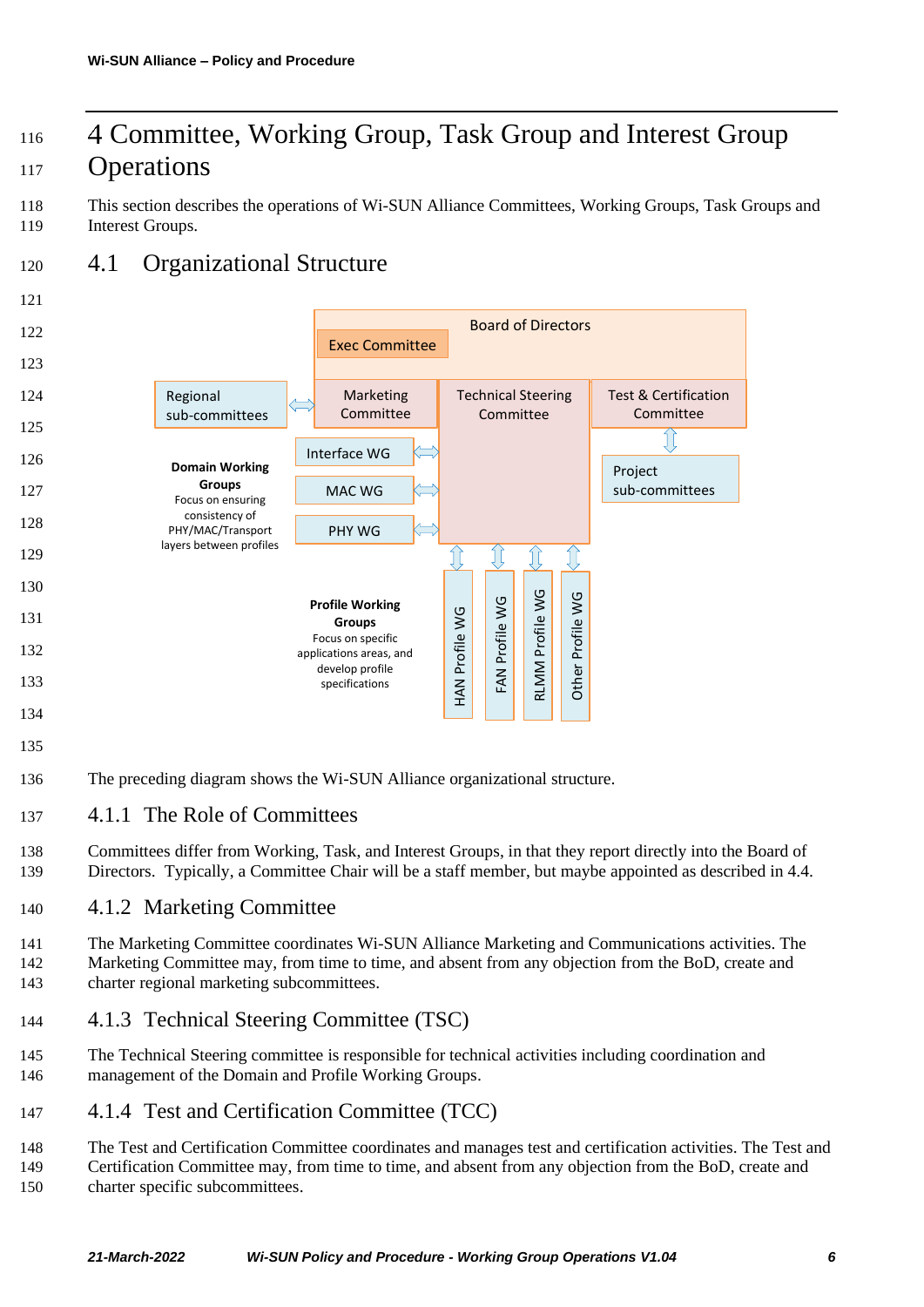# 4 Committee, Working Group, Task Group and Interest Group Operations

This section describes the operations of Wi-SUN Alliance Committees, Working Groups, Task Groups and Interest Groups.

## 4.1 Organizational Structure

Board of Directors

Exec Committee

Regional sub-committees

Marketing Committee

Technical Steering Committee

Test & Certification Committee

Project sub-committees

Interface WG

MAC WG

PHY WG

**Domain Working Groups**
Focus on ensuring consistency of PHY/MAC/Transport layers between profiles

HAN Profile WG

FAN Profile WG

RLMM Profile WG

Other Profile WG

**Profile Working Groups**
Focus on specific applications areas, and develop profile specifications

The preceding diagram shows the Wi-SUN Alliance organizational structure.

### 4.1.1 The Role of Committees

Committees differ from Working, Task, and Interest Groups, in that they report directly into the Board of Directors. Typically, a Committee Chair will be a staff member, but maybe appointed as described in 4.4.

### 4.1.2 Marketing Committee

The Marketing Committee coordinates Wi-SUN Alliance Marketing and Communications activities. The Marketing Committee may, from time to time, and absent from any objection from the BoD, create and charter regional marketing subcommittees.

### 4.1.3 Technical Steering Committee (TSC)

The Technical Steering committee is responsible for technical activities including coordination and management of the Domain and Profile Working Groups.

### 4.1.4 Test and Certification Committee (TCC)

The Test and Certification Committee coordinates and manages test and certification activities. The Test and Certification Committee may, from time to time, and absent from any objection from the BoD, create and charter specific subcommittees.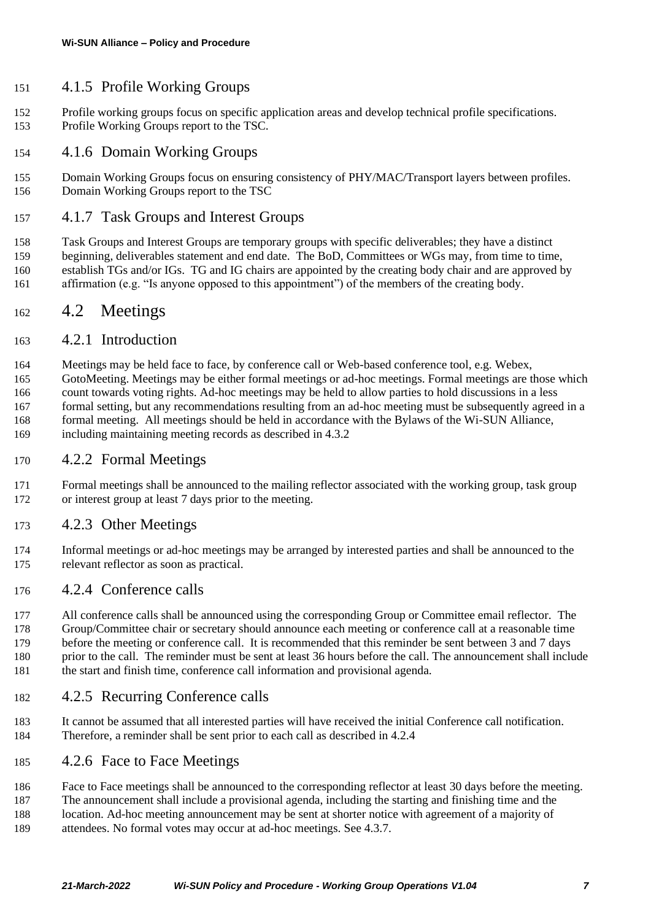### 4.1.5 Profile Working Groups

Profile working groups focus on specific application areas and develop technical profile specifications. Profile Working Groups report to the TSC.

### 4.1.6 Domain Working Groups

Domain Working Groups focus on ensuring consistency of PHY/MAC/Transport layers between profiles. Domain Working Groups report to the TSC

### 4.1.7 Task Groups and Interest Groups

Task Groups and Interest Groups are temporary groups with specific deliverables; they have a distinct beginning, deliverables statement and end date. The BoD, Committees or WGs may, from time to time, establish TGs and/or IGs. TG and IG chairs are appointed by the creating body chair and are approved by affirmation (e.g. "Is anyone opposed to this appointment") of the members of the creating body.

## 4.2 Meetings

### 4.2.1 Introduction

Meetings may be held face to face, by conference call or Web-based conference tool, e.g. Webex, GotoMeeting. Meetings may be either formal meetings or ad-hoc meetings. Formal meetings are those which count towards voting rights. Ad-hoc meetings may be held to allow parties to hold discussions in a less formal setting, but any recommendations resulting from an ad-hoc meeting must be subsequently agreed in a formal meeting. All meetings should be held in accordance with the Bylaws of the Wi-SUN Alliance, including maintaining meeting records as described in 4.3.2

### 4.2.2 Formal Meetings

Formal meetings shall be announced to the mailing reflector associated with the working group, task group or interest group at least 7 days prior to the meeting.

### 4.2.3 Other Meetings

Informal meetings or ad-hoc meetings may be arranged by interested parties and shall be announced to the relevant reflector as soon as practical.

### 4.2.4 Conference calls

All conference calls shall be announced using the corresponding Group or Committee email reflector. The Group/Committee chair or secretary should announce each meeting or conference call at a reasonable time before the meeting or conference call. It is recommended that this reminder be sent between 3 and 7 days prior to the call. The reminder must be sent at least 36 hours before the call. The announcement shall include the start and finish time, conference call information and provisional agenda.

### 4.2.5 Recurring Conference calls

It cannot be assumed that all interested parties will have received the initial Conference call notification. Therefore, a reminder shall be sent prior to each call as described in 4.2.4

### 4.2.6 Face to Face Meetings

Face to Face meetings shall be announced to the corresponding reflector at least 30 days before the meeting. The announcement shall include a provisional agenda, including the starting and finishing time and the location. Ad-hoc meeting announcement may be sent at shorter notice with agreement of a majority of attendees. No formal votes may occur at ad-hoc meetings. See 4.3.7.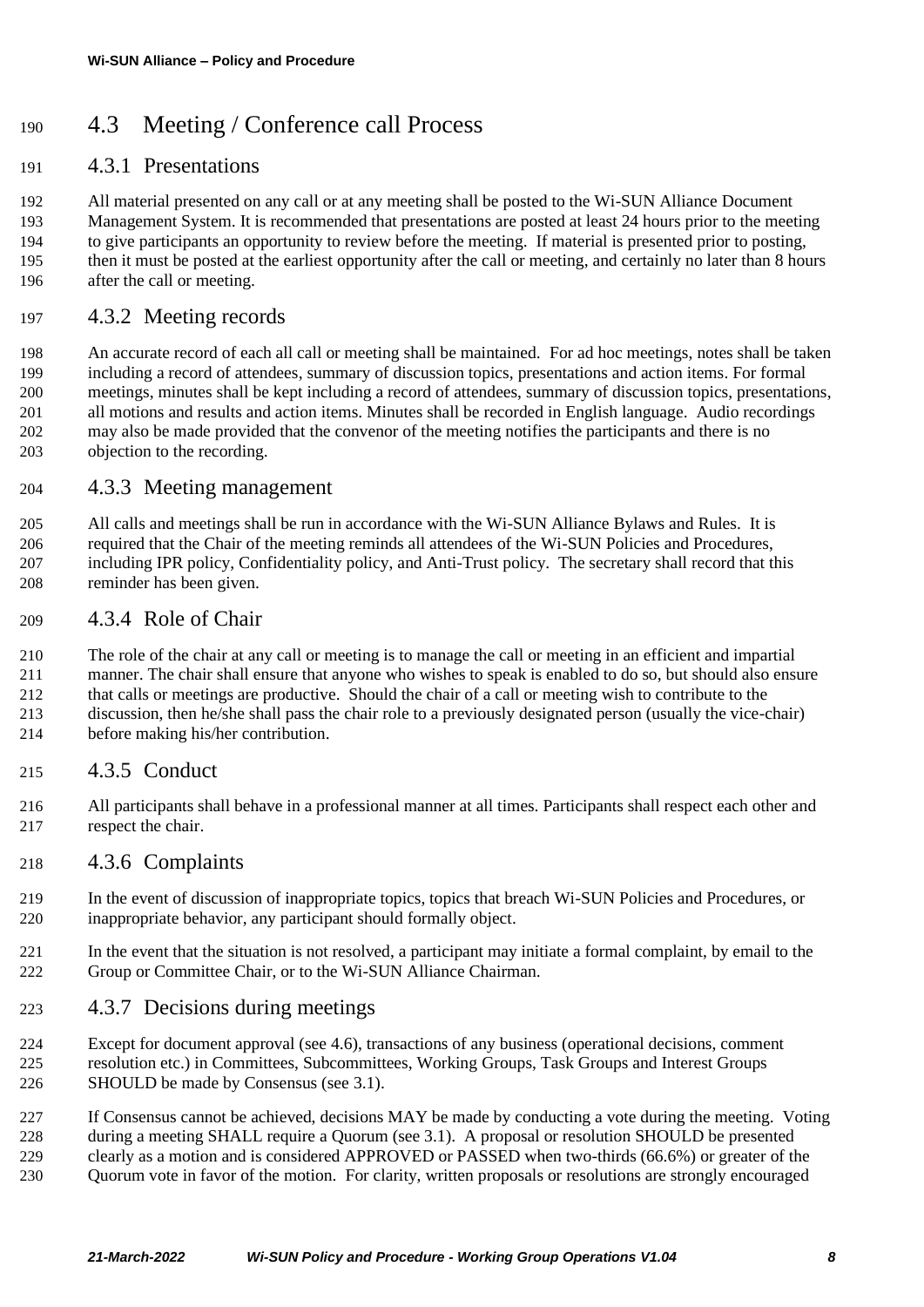## 4.3 Meeting / Conference call Process

### 4.3.1 Presentations

All material presented on any call or at any meeting shall be posted to the Wi-SUN Alliance Document Management System. It is recommended that presentations are posted at least 24 hours prior to the meeting to give participants an opportunity to review before the meeting. If material is presented prior to posting, then it must be posted at the earliest opportunity after the call or meeting, and certainly no later than 8 hours after the call or meeting.

### 4.3.2 Meeting records

An accurate record of each all call or meeting shall be maintained. For ad hoc meetings, notes shall be taken including a record of attendees, summary of discussion topics, presentations and action items. For formal meetings, minutes shall be kept including a record of attendees, summary of discussion topics, presentations, all motions and results and action items. Minutes shall be recorded in English language. Audio recordings may also be made provided that the convenor of the meeting notifies the participants and there is no objection to the recording.

### 4.3.3 Meeting management

All calls and meetings shall be run in accordance with the Wi-SUN Alliance Bylaws and Rules. It is required that the Chair of the meeting reminds all attendees of the Wi-SUN Policies and Procedures, including IPR policy, Confidentiality policy, and Anti-Trust policy. The secretary shall record that this reminder has been given.

### 4.3.4 Role of Chair

The role of the chair at any call or meeting is to manage the call or meeting in an efficient and impartial manner. The chair shall ensure that anyone who wishes to speak is enabled to do so, but should also ensure that calls or meetings are productive. Should the chair of a call or meeting wish to contribute to the discussion, then he/she shall pass the chair role to a previously designated person (usually the vice-chair) before making his/her contribution.

### 4.3.5 Conduct

All participants shall behave in a professional manner at all times. Participants shall respect each other and respect the chair.

### 4.3.6 Complaints

In the event of discussion of inappropriate topics, topics that breach Wi-SUN Policies and Procedures, or inappropriate behavior, any participant should formally object.

In the event that the situation is not resolved, a participant may initiate a formal complaint, by email to the Group or Committee Chair, or to the Wi-SUN Alliance Chairman.

### 4.3.7 Decisions during meetings

Except for document approval (see 4.6), transactions of any business (operational decisions, comment resolution etc.) in Committees, Subcommittees, Working Groups, Task Groups and Interest Groups SHOULD be made by Consensus (see 3.1).

If Consensus cannot be achieved, decisions MAY be made by conducting a vote during the meeting. Voting during a meeting SHALL require a Quorum (see 3.1). A proposal or resolution SHOULD be presented clearly as a motion and is considered APPROVED or PASSED when two-thirds (66.6%) or greater of the Quorum vote in favor of the motion. For clarity, written proposals or resolutions are strongly encouraged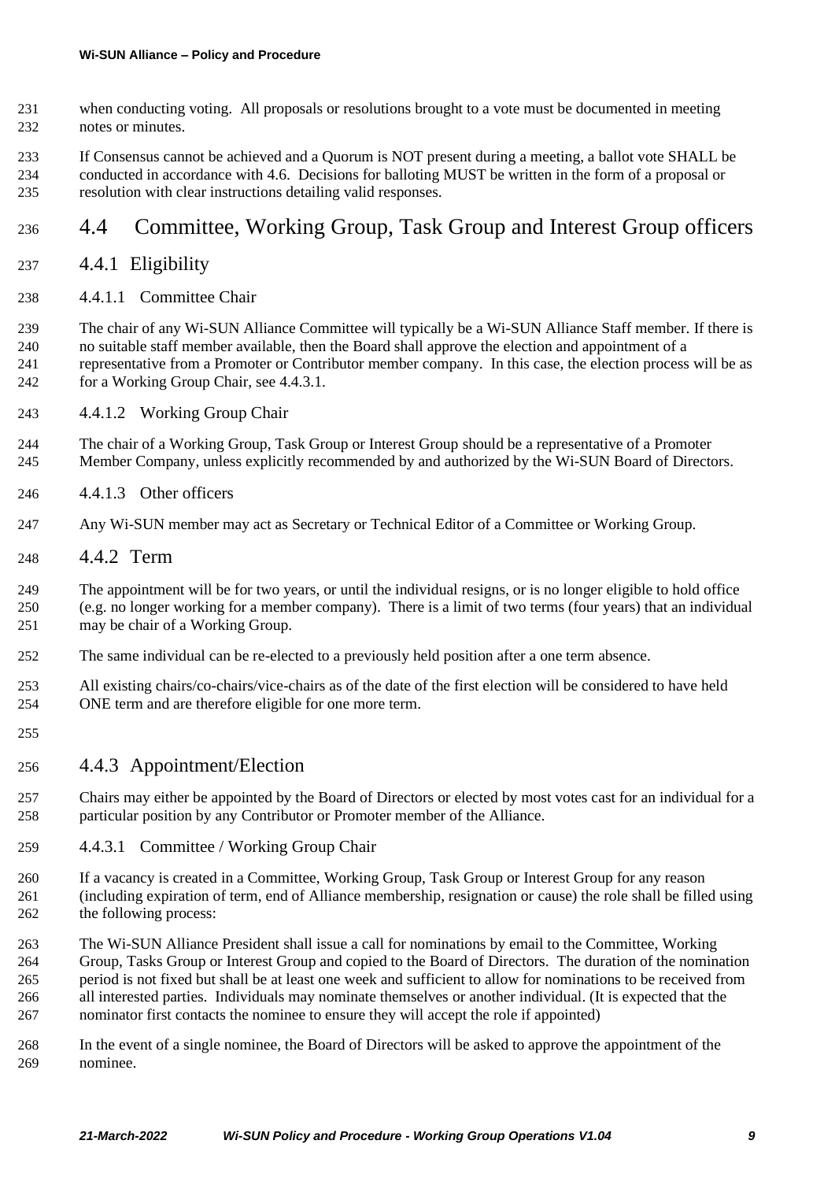when conducting voting. All proposals or resolutions brought to a vote must be documented in meeting notes or minutes.

If Consensus cannot be achieved and a Quorum is NOT present during a meeting, a ballot vote SHALL be conducted in accordance with 4.6. Decisions for balloting MUST be written in the form of a proposal or resolution with clear instructions detailing valid responses.

## 4.4 Committee, Working Group, Task Group and Interest Group officers

### 4.4.1 Eligibility

#### 4.4.1.1 Committee Chair

The chair of any Wi-SUN Alliance Committee will typically be a Wi-SUN Alliance Staff member. If there is no suitable staff member available, then the Board shall approve the election and appointment of a representative from a Promoter or Contributor member company. In this case, the election process will be as for a Working Group Chair, see 4.4.3.1.

#### 4.4.1.2 Working Group Chair

The chair of a Working Group, Task Group or Interest Group should be a representative of a Promoter Member Company, unless explicitly recommended by and authorized by the Wi-SUN Board of Directors.

#### 4.4.1.3 Other officers

Any Wi-SUN member may act as Secretary or Technical Editor of a Committee or Working Group.

### 4.4.2 Term

The appointment will be for two years, or until the individual resigns, or is no longer eligible to hold office (e.g. no longer working for a member company). There is a limit of two terms (four years) that an individual may be chair of a Working Group.

The same individual can be re-elected to a previously held position after a one term absence.

All existing chairs/co-chairs/vice-chairs as of the date of the first election will be considered to have held ONE term and are therefore eligible for one more term.

### 4.4.3 Appointment/Election

Chairs may either be appointed by the Board of Directors or elected by most votes cast for an individual for a particular position by any Contributor or Promoter member of the Alliance.

#### 4.4.3.1 Committee / Working Group Chair

If a vacancy is created in a Committee, Working Group, Task Group or Interest Group for any reason (including expiration of term, end of Alliance membership, resignation or cause) the role shall be filled using the following process:

The Wi-SUN Alliance President shall issue a call for nominations by email to the Committee, Working Group, Tasks Group or Interest Group and copied to the Board of Directors. The duration of the nomination period is not fixed but shall be at least one week and sufficient to allow for nominations to be received from all interested parties. Individuals may nominate themselves or another individual. (It is expected that the nominator first contacts the nominee to ensure they will accept the role if appointed)

In the event of a single nominee, the Board of Directors will be asked to approve the appointment of the nominee.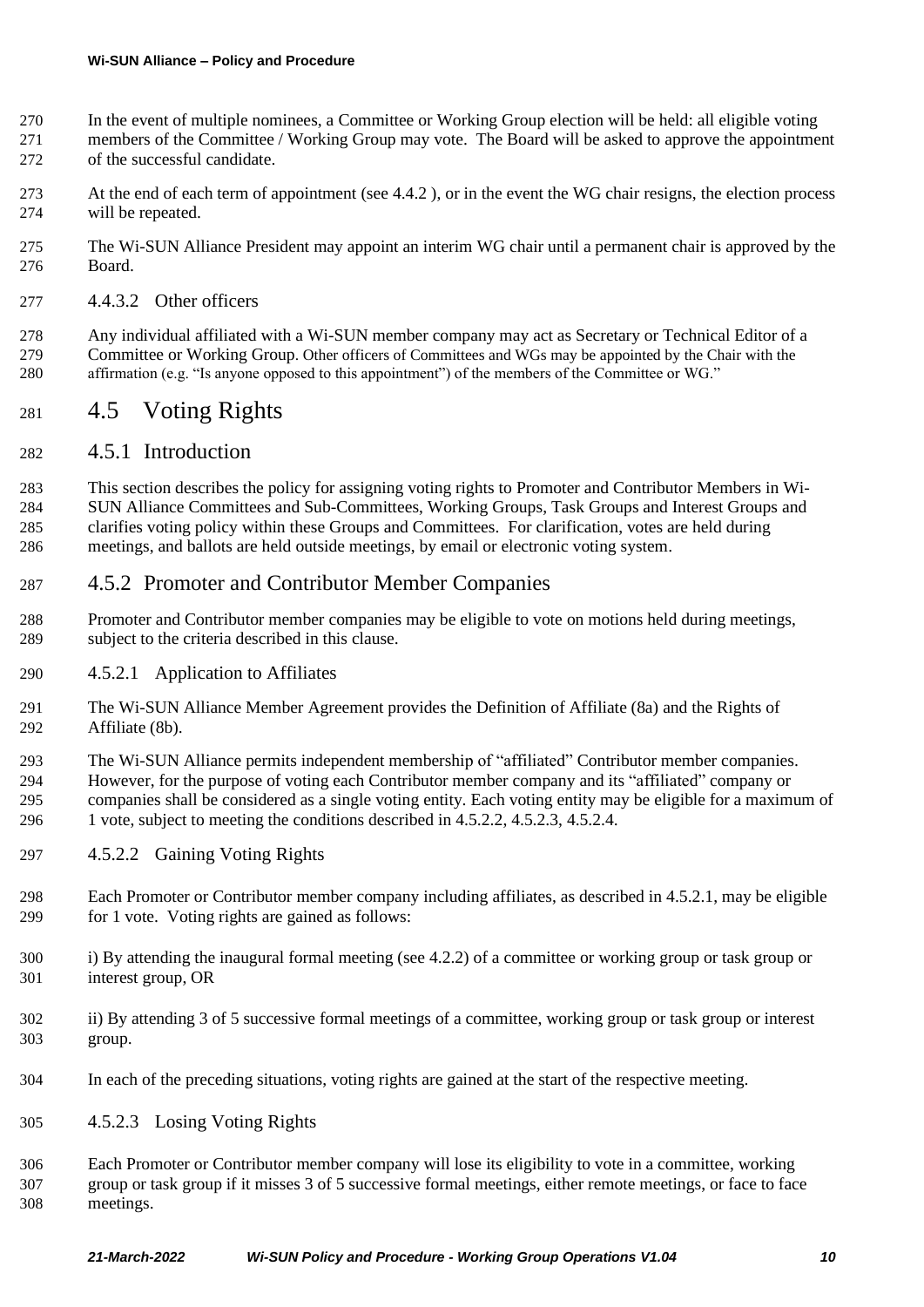In the event of multiple nominees, a Committee or Working Group election will be held: all eligible voting members of the Committee / Working Group may vote. The Board will be asked to approve the appointment of the successful candidate.

At the end of each term of appointment (see 4.4.2 ), or in the event the WG chair resigns, the election process will be repeated.

The Wi-SUN Alliance President may appoint an interim WG chair until a permanent chair is approved by the Board.

#### 4.4.3.2 Other officers

Any individual affiliated with a Wi-SUN member company may act as Secretary or Technical Editor of a Committee or Working Group. Other officers of Committees and WGs may be appointed by the Chair with the affirmation (e.g. "Is anyone opposed to this appointment") of the members of the Committee or WG."

## 4.5 Voting Rights

### 4.5.1 Introduction

This section describes the policy for assigning voting rights to Promoter and Contributor Members in Wi-SUN Alliance Committees and Sub-Committees, Working Groups, Task Groups and Interest Groups and clarifies voting policy within these Groups and Committees. For clarification, votes are held during meetings, and ballots are held outside meetings, by email or electronic voting system.

### 4.5.2 Promoter and Contributor Member Companies

Promoter and Contributor member companies may be eligible to vote on motions held during meetings, subject to the criteria described in this clause.

#### 4.5.2.1 Application to Affiliates

The Wi-SUN Alliance Member Agreement provides the Definition of Affiliate (8a) and the Rights of Affiliate (8b).

The Wi-SUN Alliance permits independent membership of "affiliated" Contributor member companies. However, for the purpose of voting each Contributor member company and its "affiliated" company or companies shall be considered as a single voting entity. Each voting entity may be eligible for a maximum of 1 vote, subject to meeting the conditions described in 4.5.2.2, 4.5.2.3, 4.5.2.4.

#### 4.5.2.2 Gaining Voting Rights

Each Promoter or Contributor member company including affiliates, as described in 4.5.2.1, may be eligible for 1 vote. Voting rights are gained as follows:

i) By attending the inaugural formal meeting (see 4.2.2) of a committee or working group or task group or interest group, OR

ii) By attending 3 of 5 successive formal meetings of a committee, working group or task group or interest group.

In each of the preceding situations, voting rights are gained at the start of the respective meeting.

#### 4.5.2.3 Losing Voting Rights

Each Promoter or Contributor member company will lose its eligibility to vote in a committee, working group or task group if it misses 3 of 5 successive formal meetings, either remote meetings, or face to face meetings.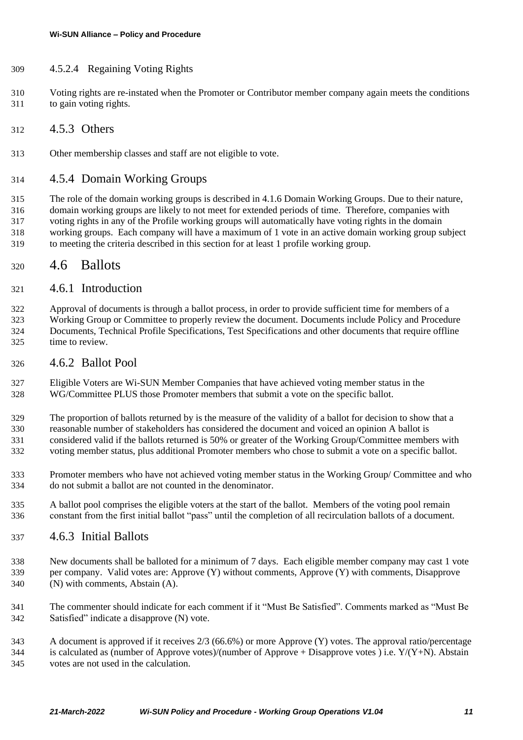#### 4.5.2.4 Regaining Voting Rights

Voting rights are re-instated when the Promoter or Contributor member company again meets the conditions to gain voting rights.

### 4.5.3 Others

Other membership classes and staff are not eligible to vote.

### 4.5.4 Domain Working Groups

The role of the domain working groups is described in 4.1.6 Domain Working Groups. Due to their nature, domain working groups are likely to not meet for extended periods of time. Therefore, companies with voting rights in any of the Profile working groups will automatically have voting rights in the domain working groups. Each company will have a maximum of 1 vote in an active domain working group subject to meeting the criteria described in this section for at least 1 profile working group.

## 4.6 Ballots

### 4.6.1 Introduction

Approval of documents is through a ballot process, in order to provide sufficient time for members of a Working Group or Committee to properly review the document. Documents include Policy and Procedure Documents, Technical Profile Specifications, Test Specifications and other documents that require offline time to review.

### 4.6.2 Ballot Pool

Eligible Voters are Wi-SUN Member Companies that have achieved voting member status in the WG/Committee PLUS those Promoter members that submit a vote on the specific ballot.

The proportion of ballots returned by is the measure of the validity of a ballot for decision to show that a reasonable number of stakeholders has considered the document and voiced an opinion A ballot is considered valid if the ballots returned is 50% or greater of the Working Group/Committee members with voting member status, plus additional Promoter members who chose to submit a vote on a specific ballot.

Promoter members who have not achieved voting member status in the Working Group/ Committee and who do not submit a ballot are not counted in the denominator.

A ballot pool comprises the eligible voters at the start of the ballot. Members of the voting pool remain constant from the first initial ballot "pass" until the completion of all recirculation ballots of a document.

### 4.6.3 Initial Ballots

New documents shall be balloted for a minimum of 7 days. Each eligible member company may cast 1 vote per company. Valid votes are: Approve (Y) without comments, Approve (Y) with comments, Disapprove (N) with comments, Abstain (A).

The commenter should indicate for each comment if it "Must Be Satisfied". Comments marked as "Must Be Satisfied" indicate a disapprove (N) vote.

A document is approved if it receives 2/3 (66.6%) or more Approve (Y) votes. The approval ratio/percentage is calculated as (number of Approve votes)/(number of Approve + Disapprove votes ) i.e. Y/(Y+N). Abstain votes are not used in the calculation.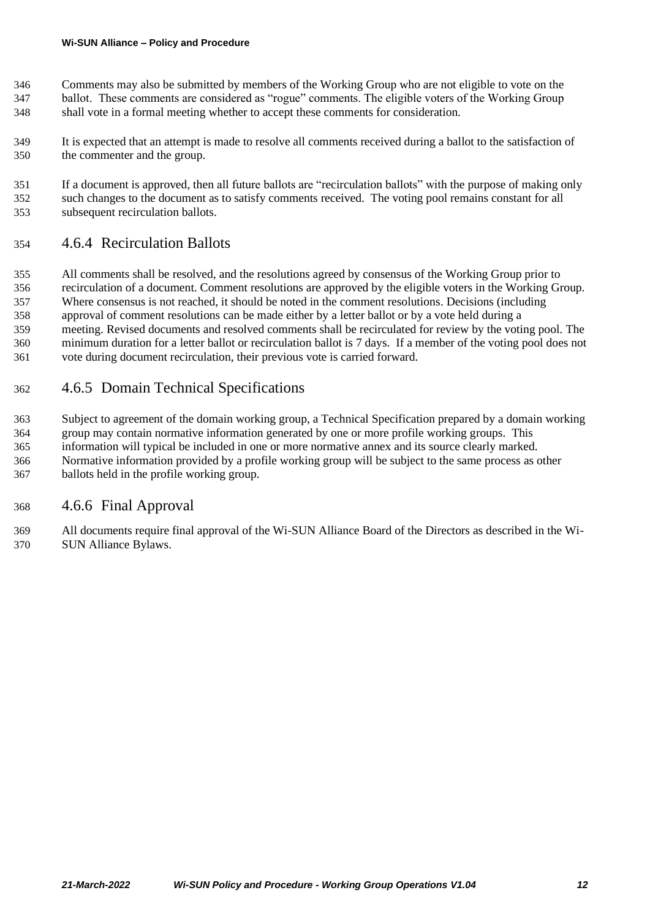Comments may also be submitted by members of the Working Group who are not eligible to vote on the ballot. These comments are considered as "rogue" comments. The eligible voters of the Working Group shall vote in a formal meeting whether to accept these comments for consideration.

It is expected that an attempt is made to resolve all comments received during a ballot to the satisfaction of the commenter and the group.

If a document is approved, then all future ballots are "recirculation ballots" with the purpose of making only such changes to the document as to satisfy comments received. The voting pool remains constant for all subsequent recirculation ballots.

### 4.6.4 Recirculation Ballots

All comments shall be resolved, and the resolutions agreed by consensus of the Working Group prior to recirculation of a document. Comment resolutions are approved by the eligible voters in the Working Group. Where consensus is not reached, it should be noted in the comment resolutions. Decisions (including approval of comment resolutions can be made either by a letter ballot or by a vote held during a meeting. Revised documents and resolved comments shall be recirculated for review by the voting pool. The minimum duration for a letter ballot or recirculation ballot is 7 days. If a member of the voting pool does not vote during document recirculation, their previous vote is carried forward.

### 4.6.5 Domain Technical Specifications

Subject to agreement of the domain working group, a Technical Specification prepared by a domain working group may contain normative information generated by one or more profile working groups. This information will typical be included in one or more normative annex and its source clearly marked. Normative information provided by a profile working group will be subject to the same process as other ballots held in the profile working group.

### 4.6.6 Final Approval

All documents require final approval of the Wi-SUN Alliance Board of the Directors as described in the Wi-SUN Alliance Bylaws.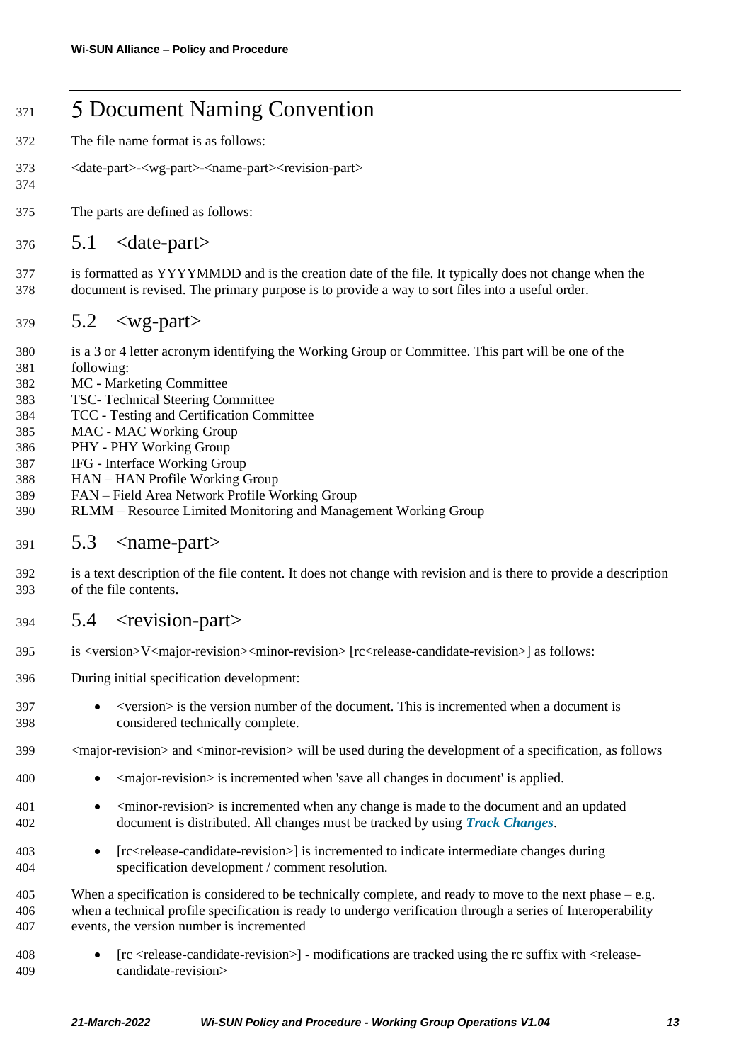# 5 Document Naming Convention

The file name format is as follows:

<date-part>-<wg-part>-<name-part><revision-part>

The parts are defined as follows:

## 5.1 <date-part>

is formatted as YYYYMMDD and is the creation date of the file. It typically does not change when the document is revised. The primary purpose is to provide a way to sort files into a useful order.

## 5.2 <wg-part>

is a 3 or 4 letter acronym identifying the Working Group or Committee. This part will be one of the following:
MC - Marketing Committee
TSC- Technical Steering Committee
TCC - Testing and Certification Committee
MAC - MAC Working Group
PHY - PHY Working Group
IFG - Interface Working Group
HAN – HAN Profile Working Group
FAN – Field Area Network Profile Working Group
RLMM – Resource Limited Monitoring and Management Working Group

## 5.3 <name-part>

is a text description of the file content. It does not change with revision and is there to provide a description of the file contents.

## 5.4 <revision-part>

is <version>V<major-revision><minor-revision> [rc<release-candidate-revision>] as follows:

During initial specification development:

- <version> is the version number of the document. This is incremented when a document is considered technically complete.

<major-revision> and <minor-revision> will be used during the development of a specification, as follows

- <major-revision> is incremented when 'save all changes in document' is applied.
- <minor-revision> is incremented when any change is made to the document and an updated document is distributed. All changes must be tracked by using ***Track Changes***.
- [rc<release-candidate-revision>] is incremented to indicate intermediate changes during specification development / comment resolution.

When a specification is considered to be technically complete, and ready to move to the next phase – e.g. when a technical profile specification is ready to undergo verification through a series of Interoperability events, the version number is incremented

- [rc <release-candidate-revision>] - modifications are tracked using the rc suffix with <release-candidate-revision>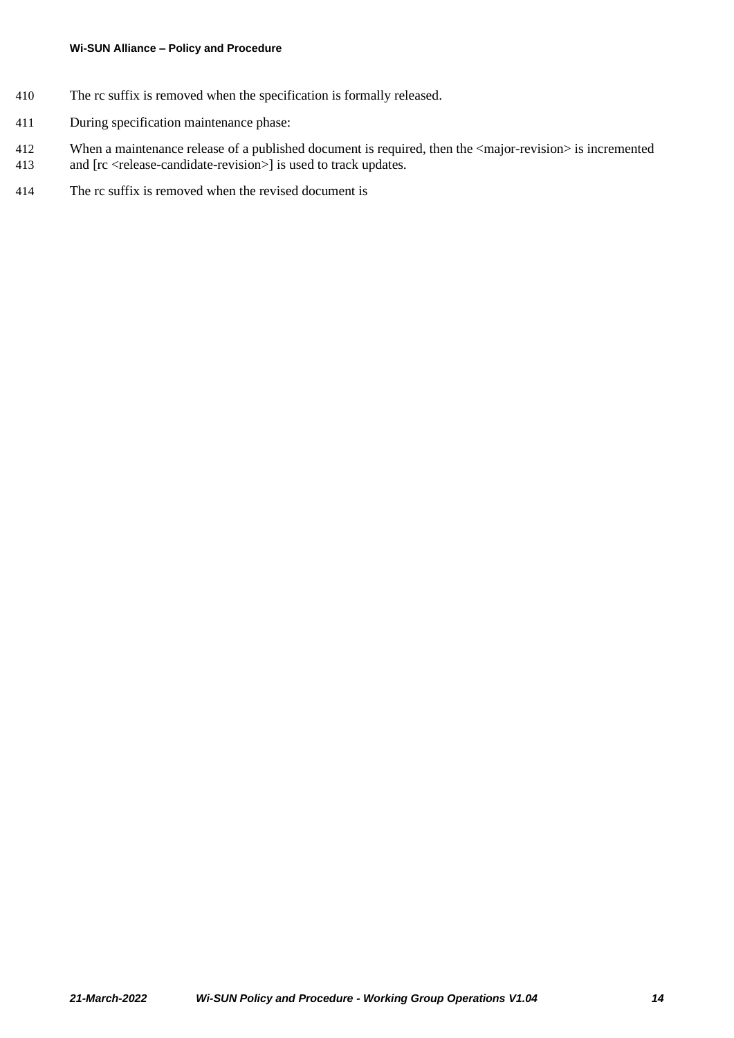The rc suffix is removed when the specification is formally released.

During specification maintenance phase:

When a maintenance release of a published document is required, then the <major-revision> is incremented and [rc <release-candidate-revision>] is used to track updates.

The rc suffix is removed when the revised document is